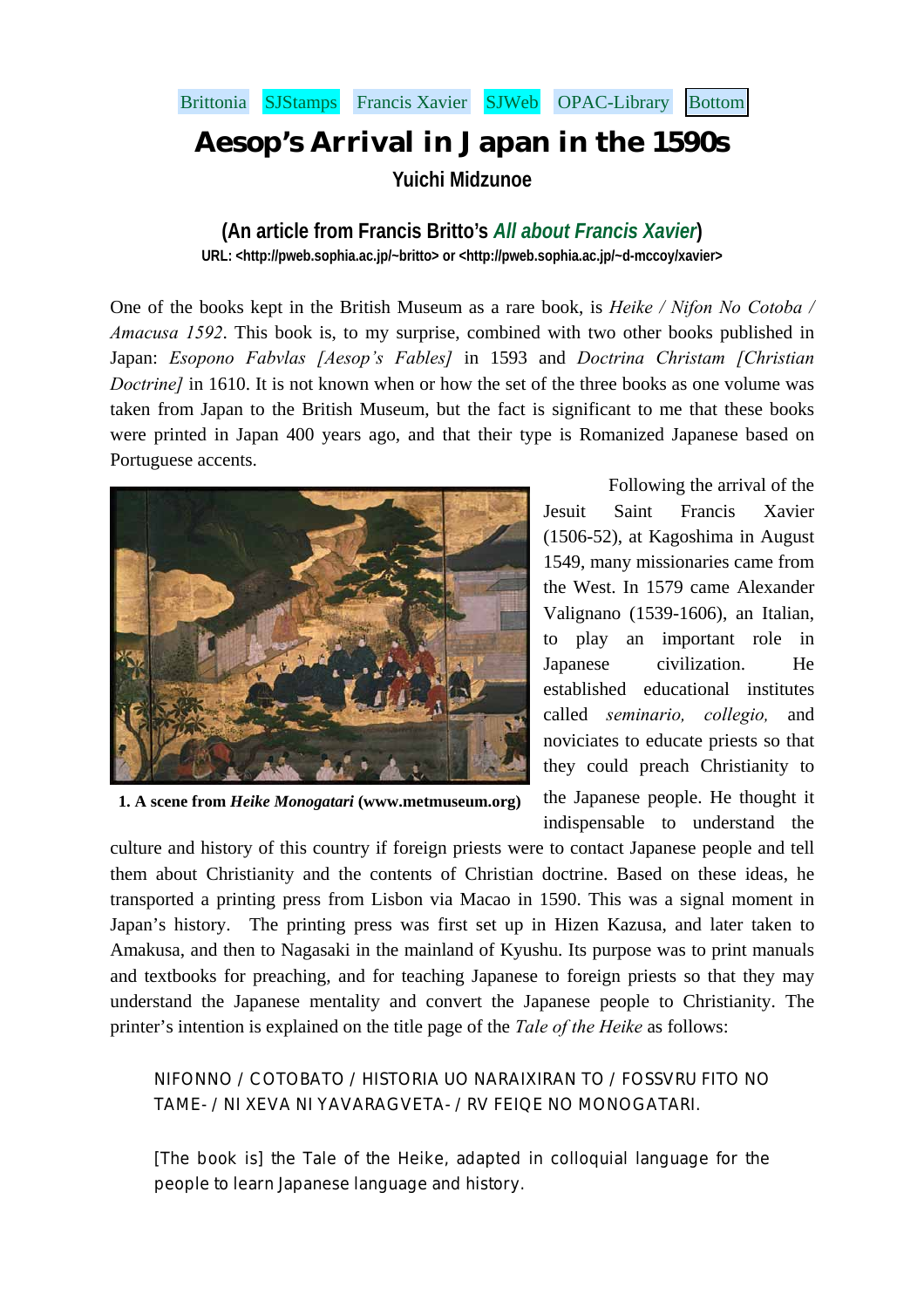Brittonia SJStamps Francis Xavier SJWeb OPAC-Library Bottom

# Aesop's Arrival in Japan in the 1590s

**Yuichi Midzunoe**

**(An article from Francis Britto's *All about Francis Xavier*)**

**URL: <http://pweb.sophia.ac.jp/~britto> or <http://pweb.sophia.ac.jp/~d-mccoy/xavier>**

One of the books kept in the British Museum as a rare book, is *Heike / Nifon No Cotoba / Amacusa 1592*. This book is, to my surprise, combined with two other books published in Japan: *Esopono Fabvlas [Aesop's Fables]* in 1593 and *Doctrina Christam [Christian Doctrine]* in 1610. It is not known when or how the set of the three books as one volume was taken from Japan to the British Museum, but the fact is significant to me that these books were printed in Japan 400 years ago, and that their type is Romanized Japanese based on Portuguese accents.

**1. A scene from *Heike Monogatari* (www.metmuseum.org)**

Following the arrival of the Jesuit Saint Francis Xavier (1506-52), at Kagoshima in August 1549, many missionaries came from the West. In 1579 came Alexander Valignano (1539-1606), an Italian, to play an important role in Japanese civilization. He established educational institutes called *seminario, collegio,* and noviciates to educate priests so that they could preach Christianity to the Japanese people. He thought it indispensable to understand the culture and history of this country if foreign priests were to contact Japanese people and tell them about Christianity and the contents of Christian doctrine. Based on these ideas, he transported a printing press from Lisbon via Macao in 1590. This was a signal moment in Japan's history. The printing press was first set up in Hizen Kazusa, and later taken to Amakusa, and then to Nagasaki in the mainland of Kyushu. Its purpose was to print manuals and textbooks for preaching, and for teaching Japanese to foreign priests so that they may understand the Japanese mentality and convert the Japanese people to Christianity. The printer's intention is explained on the title page of the *Tale of the Heike* as follows:

> NIFONNO / COTOBATO / HISTORIA UO NARAIXIRAN TO / FOSSVRU FITO NO TAME- / NI XEVA NI YAVARAGVETA- / RV FEIQE NO MONOGATARI.
>
> [The book is] the Tale of the Heike, adapted in colloquial language for the people to learn Japanese language and history.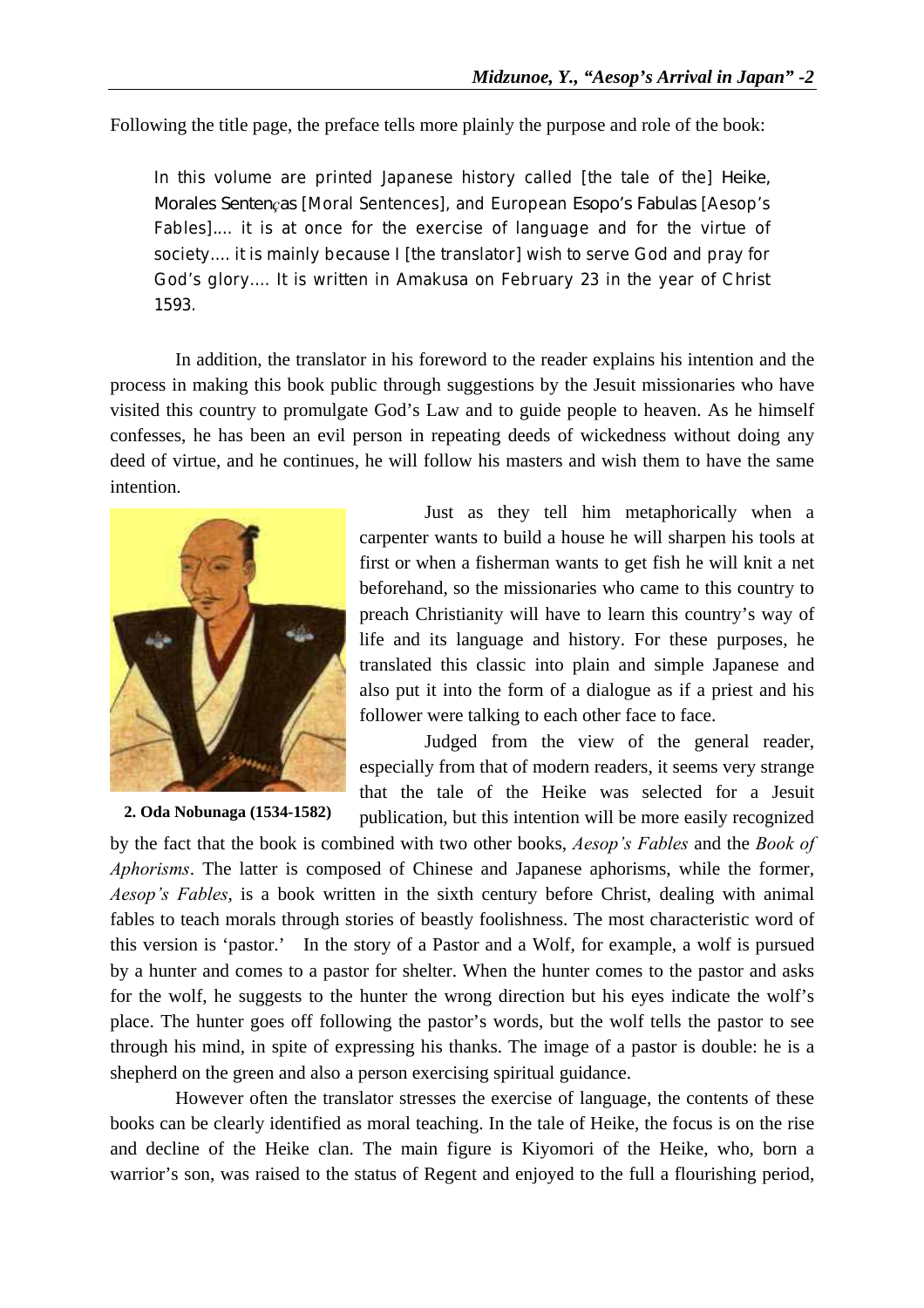Following the title page, the preface tells more plainly the purpose and role of the book:

> In this volume are printed Japanese history called [the tale of the] Heike, Morales Sentenças [Moral Sentences], and European Esopo's Fabulas [Aesop's Fables]…. it is at once for the exercise of language and for the virtue of society…. it is mainly because I [the translator] wish to serve God and pray for God's glory…. It is written in Amakusa on February 23 in the year of Christ 1593.

In addition, the translator in his foreword to the reader explains his intention and the process in making this book public through suggestions by the Jesuit missionaries who have visited this country to promulgate God's Law and to guide people to heaven. As he himself confesses, he has been an evil person in repeating deeds of wickedness without doing any deed of virtue, and he continues, he will follow his masters and wish them to have the same intention.

**2. Oda Nobunaga (1534-1582)**

Just as they tell him metaphorically when a carpenter wants to build a house he will sharpen his tools at first or when a fisherman wants to get fish he will knit a net beforehand, so the missionaries who came to this country to preach Christianity will have to learn this country's way of life and its language and history. For these purposes, he translated this classic into plain and simple Japanese and also put it into the form of a dialogue as if a priest and his follower were talking to each other face to face.

Judged from the view of the general reader, especially from that of modern readers, it seems very strange that the tale of the Heike was selected for a Jesuit publication, but this intention will be more easily recognized by the fact that the book is combined with two other books, *Aesop's Fables* and the *Book of Aphorisms*. The latter is composed of Chinese and Japanese aphorisms, while the former, *Aesop's Fables*, is a book written in the sixth century before Christ, dealing with animal fables to teach morals through stories of beastly foolishness. The most characteristic word of this version is 'pastor.' In the story of a Pastor and a Wolf, for example, a wolf is pursued by a hunter and comes to a pastor for shelter. When the hunter comes to the pastor and asks for the wolf, he suggests to the hunter the wrong direction but his eyes indicate the wolf's place. The hunter goes off following the pastor's words, but the wolf tells the pastor to see through his mind, in spite of expressing his thanks. The image of a pastor is double: he is a shepherd on the green and also a person exercising spiritual guidance.

However often the translator stresses the exercise of language, the contents of these books can be clearly identified as moral teaching. In the tale of Heike, the focus is on the rise and decline of the Heike clan. The main figure is Kiyomori of the Heike, who, born a warrior's son, was raised to the status of Regent and enjoyed to the full a flourishing period,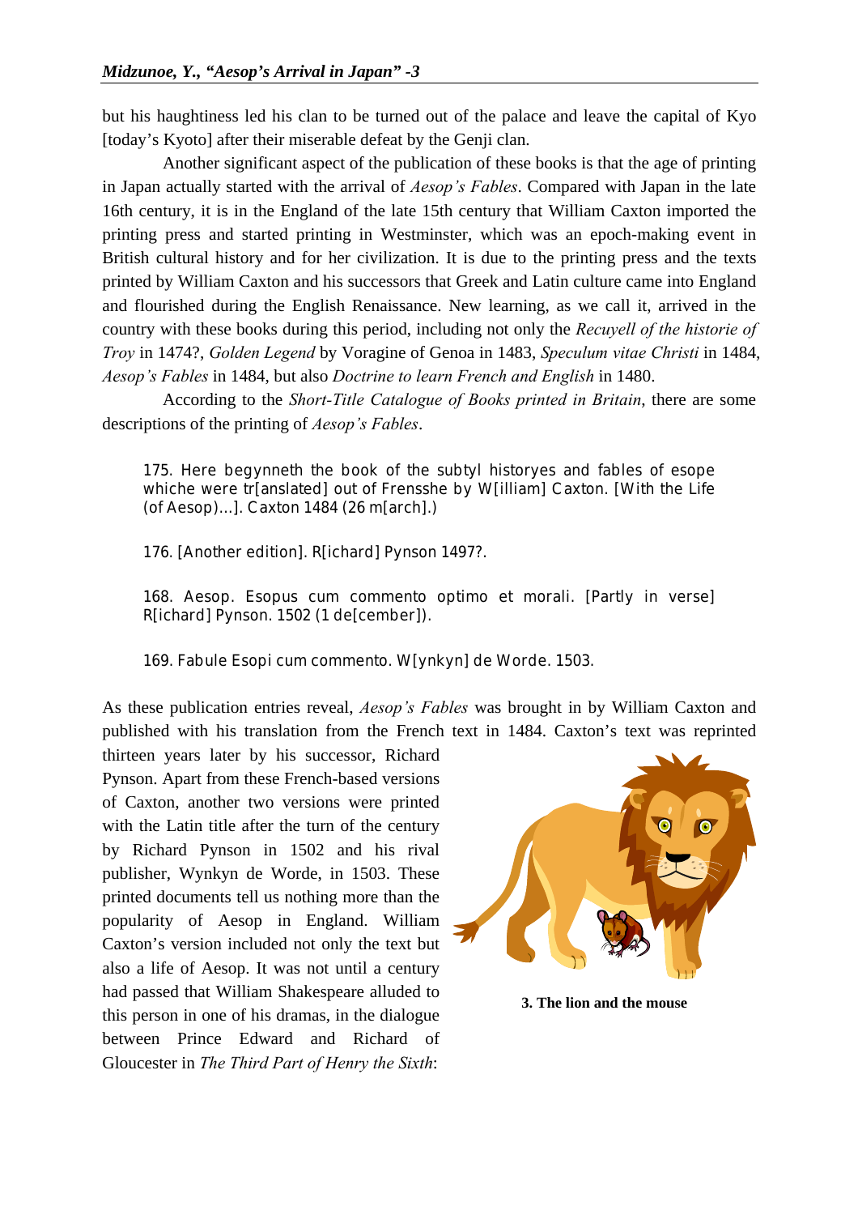but his haughtiness led his clan to be turned out of the palace and leave the capital of Kyo [today's Kyoto] after their miserable defeat by the Genji clan.

Another significant aspect of the publication of these books is that the age of printing in Japan actually started with the arrival of *Aesop's Fables*. Compared with Japan in the late 16th century, it is in the England of the late 15th century that William Caxton imported the printing press and started printing in Westminster, which was an epoch-making event in British cultural history and for her civilization. It is due to the printing press and the texts printed by William Caxton and his successors that Greek and Latin culture came into England and flourished during the English Renaissance. New learning, as we call it, arrived in the country with these books during this period, including not only the *Recuyell of the historie of Troy* in 1474?, *Golden Legend* by Voragine of Genoa in 1483, *Speculum vitae Christi* in 1484, *Aesop's Fables* in 1484, but also *Doctrine to learn French and English* in 1480.

According to the *Short-Title Catalogue of Books printed in Britain*, there are some descriptions of the printing of *Aesop's Fables*.

> 175. Here begynneth the book of the subtyl historyes and fables of esope whiche were tr[anslated] out of Frensshe by W[illiam] Caxton. [With the Life (of Aesop)…]. Caxton 1484 (26 m[arch].)
>
> 176. [Another edition]. R[ichard] Pynson 1497?.
>
> 168. Aesop. Esopus cum commento optimo et morali. [Partly in verse] R[ichard] Pynson. 1502 (1 de[cember]).
>
> 169. Fabule Esopi cum commento. W[ynkyn] de Worde. 1503.

As these publication entries reveal, *Aesop's Fables* was brought in by William Caxton and published with his translation from the French text in 1484. Caxton's text was reprinted thirteen years later by his successor, Richard Pynson. Apart from these French-based versions of Caxton, another two versions were printed with the Latin title after the turn of the century by Richard Pynson in 1502 and his rival publisher, Wynkyn de Worde, in 1503. These printed documents tell us nothing more than the popularity of Aesop in England. William Caxton's version included not only the text but also a life of Aesop. It was not until a century had passed that William Shakespeare alluded to this person in one of his dramas, in the dialogue between Prince Edward and Richard of Gloucester in *The Third Part of Henry the Sixth*:

**3. The lion and the mouse**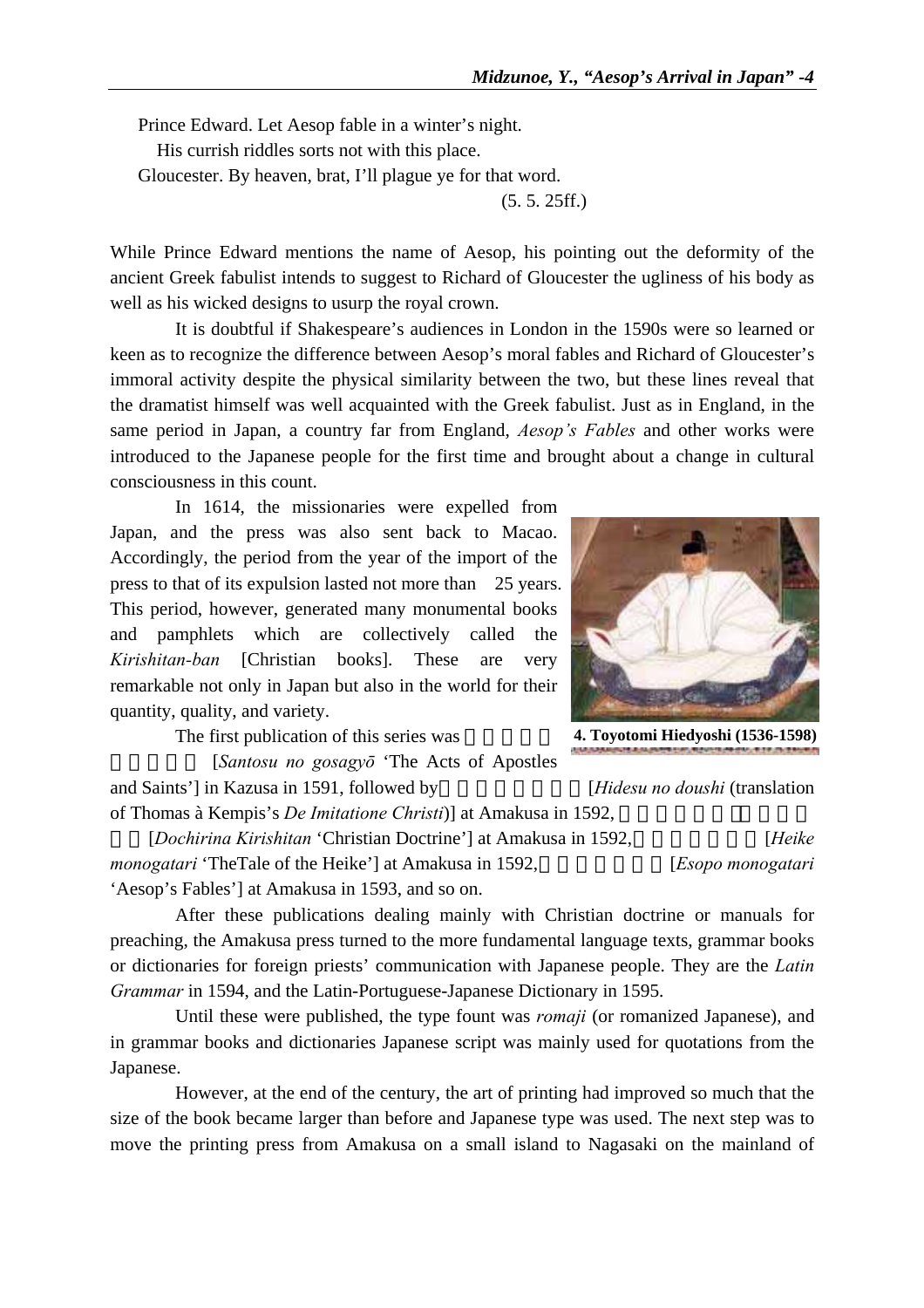Prince Edward. Let Aesop fable in a winter's night.
His currish riddles sorts not with this place.
Gloucester. By heaven, brat, I'll plague ye for that word.
(5. 5. 25ff.)

While Prince Edward mentions the name of Aesop, his pointing out the deformity of the ancient Greek fabulist intends to suggest to Richard of Gloucester the ugliness of his body as well as his wicked designs to usurp the royal crown.

It is doubtful if Shakespeare's audiences in London in the 1590s were so learned or keen as to recognize the difference between Aesop's moral fables and Richard of Gloucester's immoral activity despite the physical similarity between the two, but these lines reveal that the dramatist himself was well acquainted with the Greek fabulist. Just as in England, in the same period in Japan, a country far from England, *Aesop's Fables* and other works were introduced to the Japanese people for the first time and brought about a change in cultural consciousness in this count.

In 1614, the missionaries were expelled from Japan, and the press was also sent back to Macao. Accordingly, the period from the year of the import of the press to that of its expulsion lasted not more than 25 years. This period, however, generated many monumental books and pamphlets which are collectively called the *Kirishitan-ban* [Christian books]. These are very remarkable not only in Japan but also in the world for their quantity, quality, and variety.

**4. Toyotomi Hiedyoshi (1536-1598)**

The first publication of this series was [*Santosu no gosagyō* 'The Acts of Apostles and Saints'] in Kazusa in 1591, followed by [*Hidesu no doushi* (translation of Thomas à Kempis's *De Imitatione Christi*)] at Amakusa in 1592, [*Dochirina Kirishitan* 'Christian Doctrine'] at Amakusa in 1592, [*Heike monogatari* 'TheTale of the Heike'] at Amakusa in 1592, [*Esopo monogatari* 'Aesop's Fables'] at Amakusa in 1593, and so on.

After these publications dealing mainly with Christian doctrine or manuals for preaching, the Amakusa press turned to the more fundamental language texts, grammar books or dictionaries for foreign priests' communication with Japanese people. They are the *Latin Grammar* in 1594, and the Latin-Portuguese-Japanese Dictionary in 1595.

Until these were published, the type fount was *romaji* (or romanized Japanese), and in grammar books and dictionaries Japanese script was mainly used for quotations from the Japanese.

However, at the end of the century, the art of printing had improved so much that the size of the book became larger than before and Japanese type was used. The next step was to move the printing press from Amakusa on a small island to Nagasaki on the mainland of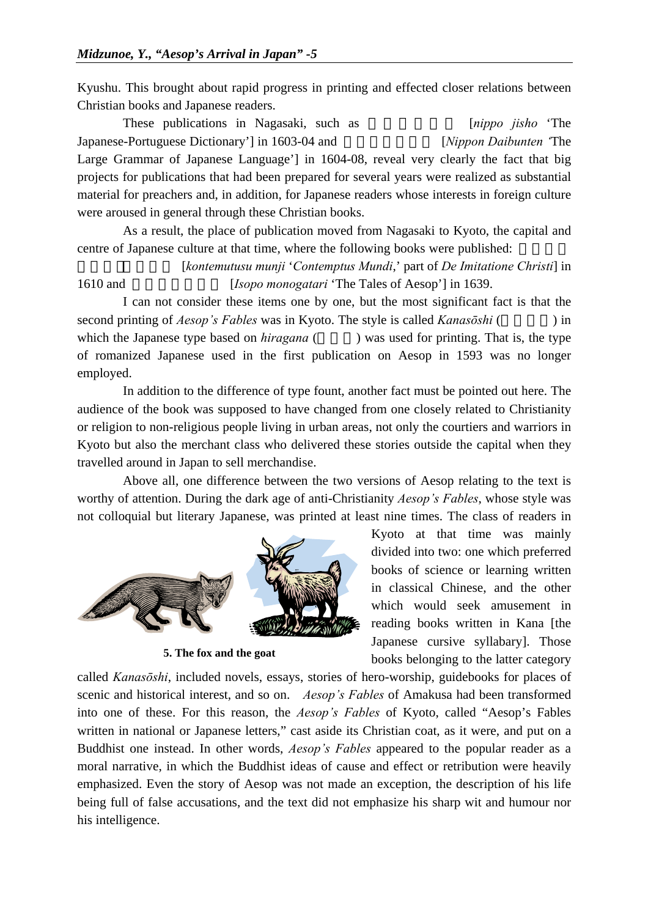Kyushu. This brought about rapid progress in printing and effected closer relations between Christian books and Japanese readers.

These publications in Nagasaki, such as [*nippo jisho* 'The Japanese-Portuguese Dictionary'] in 1603-04 and [*Nippon Daibunten* 'The Large Grammar of Japanese Language'] in 1604-08, reveal very clearly the fact that big projects for publications that had been prepared for several years were realized as substantial material for preachers and, in addition, for Japanese readers whose interests in foreign culture were aroused in general through these Christian books.

As a result, the place of publication moved from Nagasaki to Kyoto, the capital and centre of Japanese culture at that time, where the following books were published: [*kontemutusu munji* '*Contemptus Mundi*,' part of *De Imitatione Christi*] in 1610 and [*Isopo monogatari* 'The Tales of Aesop'] in 1639.

I can not consider these items one by one, but the most significant fact is that the second printing of *Aesop's Fables* was in Kyoto. The style is called *Kanasōshi* ( ) in which the Japanese type based on *hiragana* ( ) was used for printing. That is, the type of romanized Japanese used in the first publication on Aesop in 1593 was no longer employed.

In addition to the difference of type fount, another fact must be pointed out here. The audience of the book was supposed to have changed from one closely related to Christianity or religion to non-religious people living in urban areas, not only the courtiers and warriors in Kyoto but also the merchant class who delivered these stories outside the capital when they travelled around in Japan to sell merchandise.

Above all, one difference between the two versions of Aesop relating to the text is worthy of attention. During the dark age of anti-Christianity *Aesop's Fables*, whose style was not colloquial but literary Japanese, was printed at least nine times. The class of readers in Kyoto at that time was mainly divided into two: one which preferred books of science or learning written in classical Chinese, and the other which would seek amusement in reading books written in Kana [the Japanese cursive syllabary]. Those books belonging to the latter category called *Kanasōshi*, included novels, essays, stories of hero-worship, guidebooks for places of scenic and historical interest, and so on. *Aesop's Fables* of Amakusa had been transformed into one of these. For this reason, the *Aesop's Fables* of Kyoto, called "Aesop's Fables written in national or Japanese letters," cast aside its Christian coat, as it were, and put on a Buddhist one instead. In other words, *Aesop's Fables* appeared to the popular reader as a moral narrative, in which the Buddhist ideas of cause and effect or retribution were heavily emphasized. Even the story of Aesop was not made an exception, the description of his life being full of false accusations, and the text did not emphasize his sharp wit and humour nor his intelligence.

**5. The fox and the goat**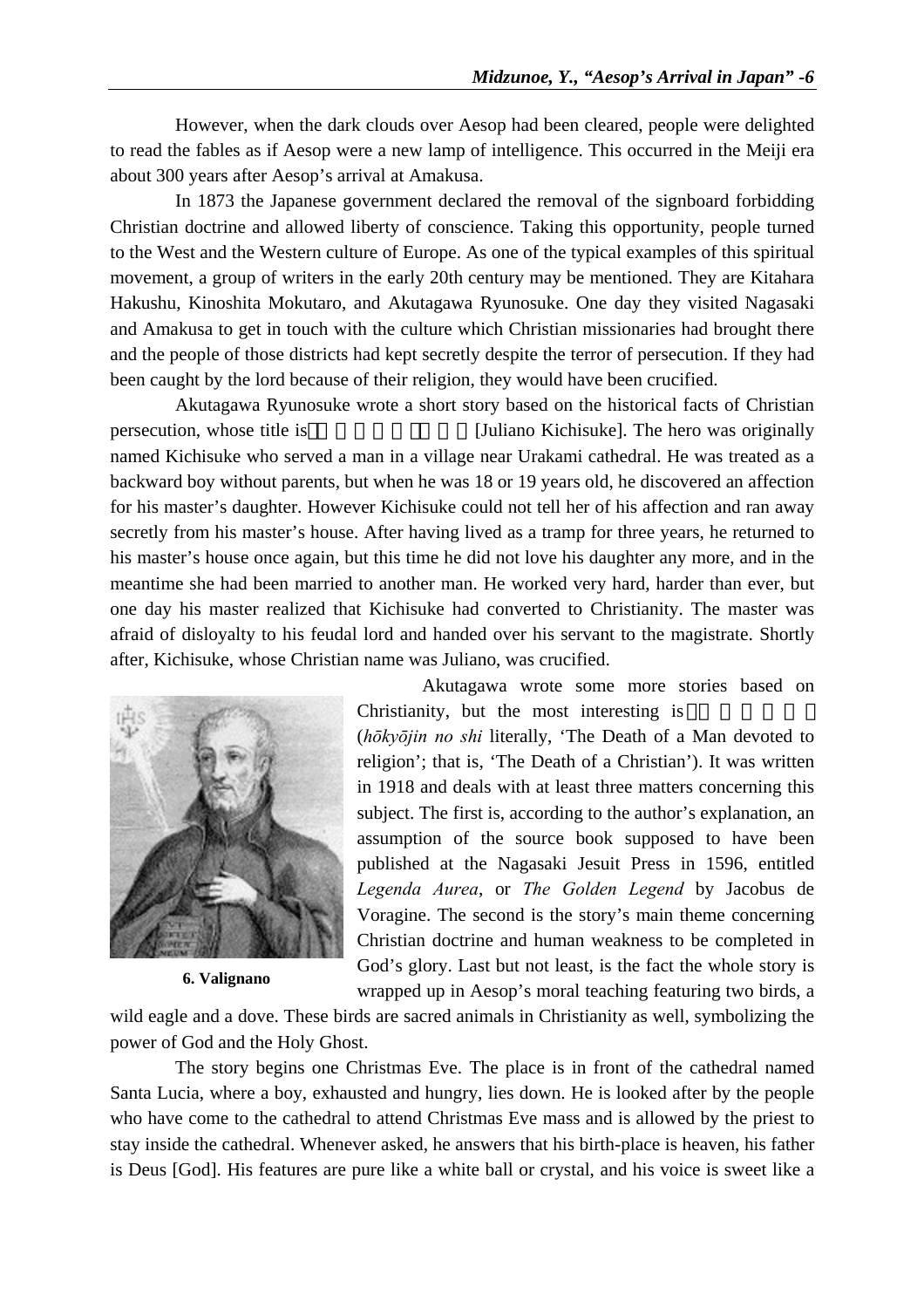However, when the dark clouds over Aesop had been cleared, people were delighted to read the fables as if Aesop were a new lamp of intelligence. This occurred in the Meiji era about 300 years after Aesop's arrival at Amakusa.

In 1873 the Japanese government declared the removal of the signboard forbidding Christian doctrine and allowed liberty of conscience. Taking this opportunity, people turned to the West and the Western culture of Europe. As one of the typical examples of this spiritual movement, a group of writers in the early 20th century may be mentioned. They are Kitahara Hakushu, Kinoshita Mokutaro, and Akutagawa Ryunosuke. One day they visited Nagasaki and Amakusa to get in touch with the culture which Christian missionaries had brought there and the people of those districts had kept secretly despite the terror of persecution. If they had been caught by the lord because of their religion, they would have been crucified.

Akutagawa Ryunosuke wrote a short story based on the historical facts of Christian persecution, whose title is [Juliano Kichisuke]. The hero was originally named Kichisuke who served a man in a village near Urakami cathedral. He was treated as a backward boy without parents, but when he was 18 or 19 years old, he discovered an affection for his master's daughter. However Kichisuke could not tell her of his affection and ran away secretly from his master's house. After having lived as a tramp for three years, he returned to his master's house once again, but this time he did not love his daughter any more, and in the meantime she had been married to another man. He worked very hard, harder than ever, but one day his master realized that Kichisuke had converted to Christianity. The master was afraid of disloyalty to his feudal lord and handed over his servant to the magistrate. Shortly after, Kichisuke, whose Christian name was Juliano, was crucified.

6. Valignano

Akutagawa wrote some more stories based on Christianity, but the most interesting is (*hōkyōjin no shi* literally, 'The Death of a Man devoted to religion'; that is, 'The Death of a Christian'). It was written in 1918 and deals with at least three matters concerning this subject. The first is, according to the author's explanation, an assumption of the source book supposed to have been published at the Nagasaki Jesuit Press in 1596, entitled *Legenda Aurea*, or *The Golden Legend* by Jacobus de Voragine. The second is the story's main theme concerning Christian doctrine and human weakness to be completed in God's glory. Last but not least, is the fact the whole story is wrapped up in Aesop's moral teaching featuring two birds, a wild eagle and a dove. These birds are sacred animals in Christianity as well, symbolizing the power of God and the Holy Ghost.

The story begins one Christmas Eve. The place is in front of the cathedral named Santa Lucia, where a boy, exhausted and hungry, lies down. He is looked after by the people who have come to the cathedral to attend Christmas Eve mass and is allowed by the priest to stay inside the cathedral. Whenever asked, he answers that his birth-place is heaven, his father is Deus [God]. His features are pure like a white ball or crystal, and his voice is sweet like a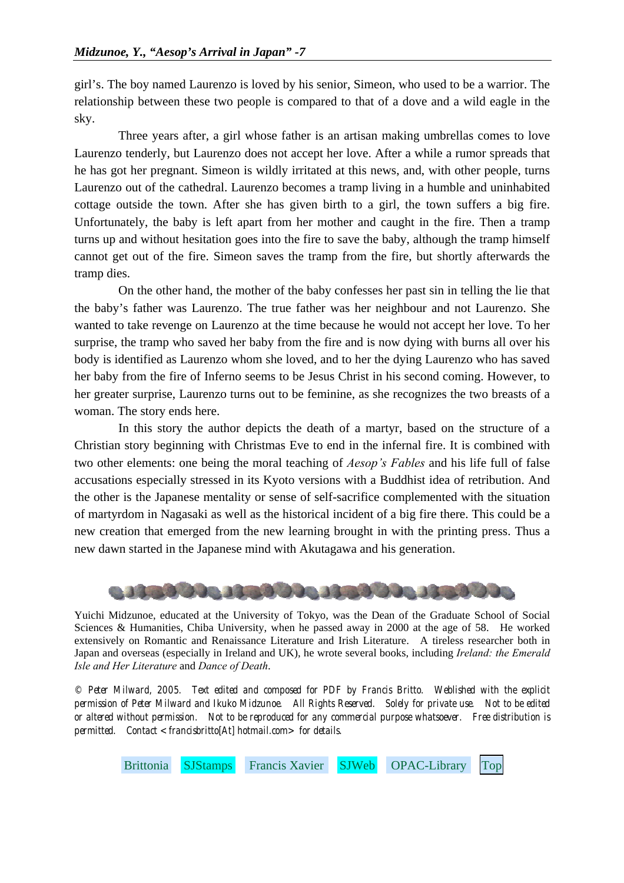girl's. The boy named Laurenzo is loved by his senior, Simeon, who used to be a warrior. The relationship between these two people is compared to that of a dove and a wild eagle in the sky.

Three years after, a girl whose father is an artisan making umbrellas comes to love Laurenzo tenderly, but Laurenzo does not accept her love. After a while a rumor spreads that he has got her pregnant. Simeon is wildly irritated at this news, and, with other people, turns Laurenzo out of the cathedral. Laurenzo becomes a tramp living in a humble and uninhabited cottage outside the town. After she has given birth to a girl, the town suffers a big fire. Unfortunately, the baby is left apart from her mother and caught in the fire. Then a tramp turns up and without hesitation goes into the fire to save the baby, although the tramp himself cannot get out of the fire. Simeon saves the tramp from the fire, but shortly afterwards the tramp dies.

On the other hand, the mother of the baby confesses her past sin in telling the lie that the baby's father was Laurenzo. The true father was her neighbour and not Laurenzo. She wanted to take revenge on Laurenzo at the time because he would not accept her love. To her surprise, the tramp who saved her baby from the fire and is now dying with burns all over his body is identified as Laurenzo whom she loved, and to her the dying Laurenzo who has saved her baby from the fire of Inferno seems to be Jesus Christ in his second coming. However, to her greater surprise, Laurenzo turns out to be feminine, as she recognizes the two breasts of a woman. The story ends here.

In this story the author depicts the death of a martyr, based on the structure of a Christian story beginning with Christmas Eve to end in the infernal fire. It is combined with two other elements: one being the moral teaching of *Aesop's Fables* and his life full of false accusations especially stressed in its Kyoto versions with a Buddhist idea of retribution. And the other is the Japanese mentality or sense of self-sacrifice complemented with the situation of martyrdom in Nagasaki as well as the historical incident of a big fire there. This could be a new creation that emerged from the new learning brought in with the printing press. Thus a new dawn started in the Japanese mind with Akutagawa and his generation.

---

Yuichi Midzunoe, educated at the University of Tokyo, was the Dean of the Graduate School of Social Sciences & Humanities, Chiba University, when he passed away in 2000 at the age of 58. He worked extensively on Romantic and Renaissance Literature and Irish Literature. A tireless researcher both in Japan and overseas (especially in Ireland and UK), he wrote several books, including *Ireland: the Emerald Isle and Her Literature* and *Dance of Death*.

*© Peter Milward, 2005. Text edited and composed for PDF by Francis Britto. Weblished with the explicit permission of Peter Milward and Ikuko Midzunoe. All Rights Reserved. Solely for private use. Not to be edited or altered without permission. Not to be reproduced for any commercial purpose whatsoever. Free distribution is permitted. Contact <francisbritto[At] hotmail.com> for details.*

Brittonia | SJStamps | Francis Xavier | SJWeb | OPAC-Library | Top